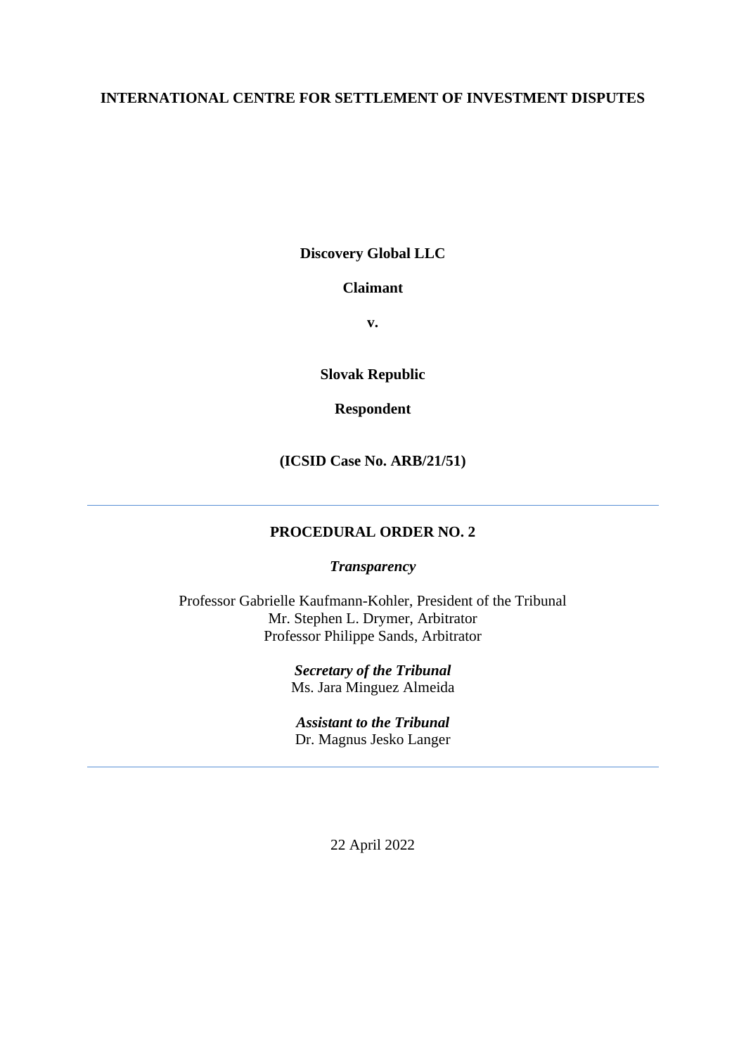**INTERNATIONAL CENTRE FOR SETTLEMENT OF INVESTMENT DISPUTES**

**Discovery Global LLC**

**Claimant**

**v.**

**Slovak Republic**

**Respondent**

**(ICSID Case No. ARB/21/51)**

---

# PROCEDURAL ORDER NO. 2

***Transparency***

Professor Gabrielle Kaufmann-Kohler, President of the Tribunal
Mr. Stephen L. Drymer, Arbitrator
Professor Philippe Sands, Arbitrator

***Secretary of the Tribunal***
Ms. Jara Minguez Almeida

***Assistant to the Tribunal***
Dr. Magnus Jesko Langer

---

22 April 2022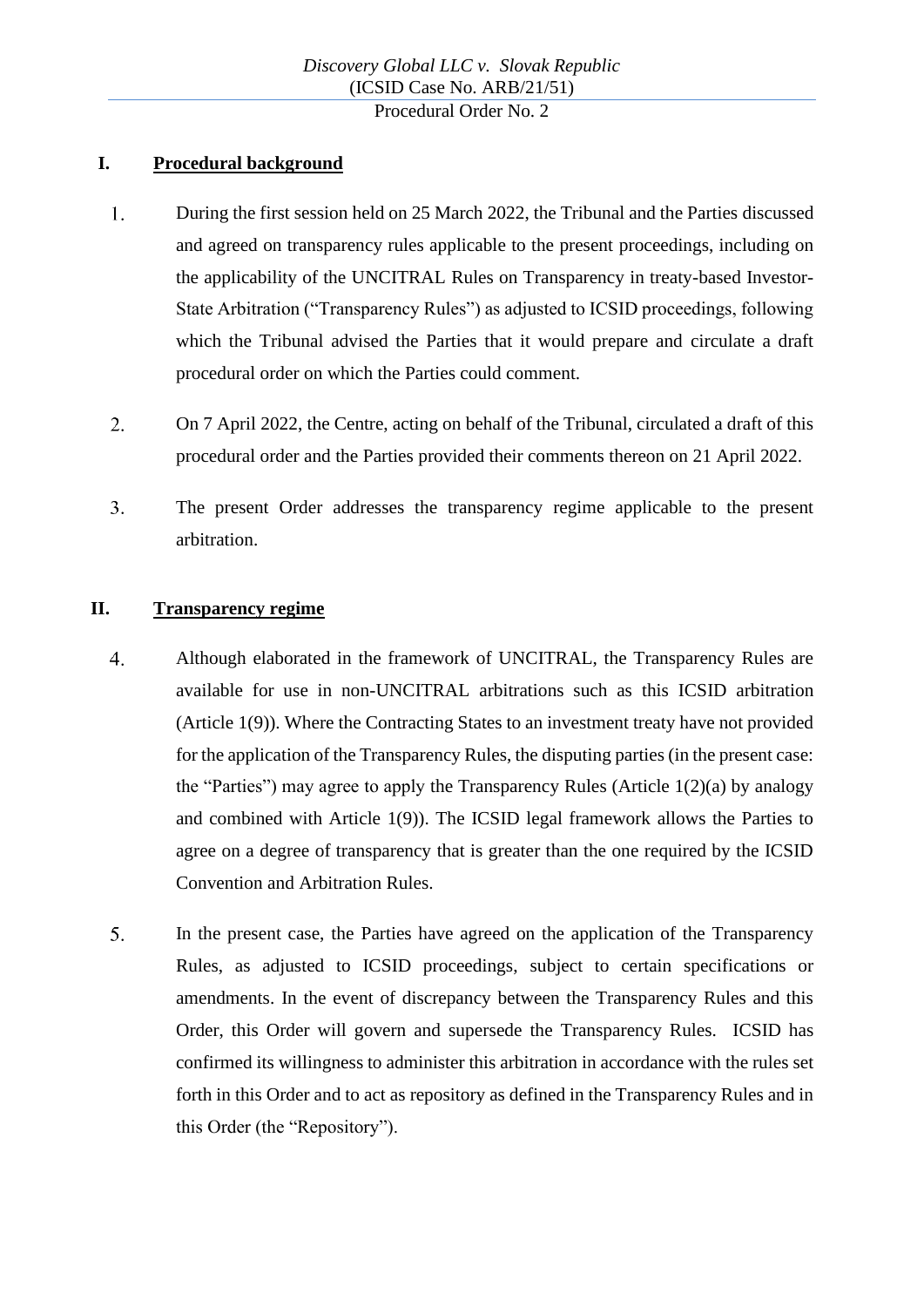## I. Procedural background

1. During the first session held on 25 March 2022, the Tribunal and the Parties discussed and agreed on transparency rules applicable to the present proceedings, including on the applicability of the UNCITRAL Rules on Transparency in treaty-based Investor-State Arbitration ("Transparency Rules") as adjusted to ICSID proceedings, following which the Tribunal advised the Parties that it would prepare and circulate a draft procedural order on which the Parties could comment.

2. On 7 April 2022, the Centre, acting on behalf of the Tribunal, circulated a draft of this procedural order and the Parties provided their comments thereon on 21 April 2022.

3. The present Order addresses the transparency regime applicable to the present arbitration.

## II. Transparency regime

4. Although elaborated in the framework of UNCITRAL, the Transparency Rules are available for use in non-UNCITRAL arbitrations such as this ICSID arbitration (Article 1(9)). Where the Contracting States to an investment treaty have not provided for the application of the Transparency Rules, the disputing parties (in the present case: the "Parties") may agree to apply the Transparency Rules (Article 1(2)(a) by analogy and combined with Article 1(9)). The ICSID legal framework allows the Parties to agree on a degree of transparency that is greater than the one required by the ICSID Convention and Arbitration Rules.

5. In the present case, the Parties have agreed on the application of the Transparency Rules, as adjusted to ICSID proceedings, subject to certain specifications or amendments. In the event of discrepancy between the Transparency Rules and this Order, this Order will govern and supersede the Transparency Rules. ICSID has confirmed its willingness to administer this arbitration in accordance with the rules set forth in this Order and to act as repository as defined in the Transparency Rules and in this Order (the "Repository").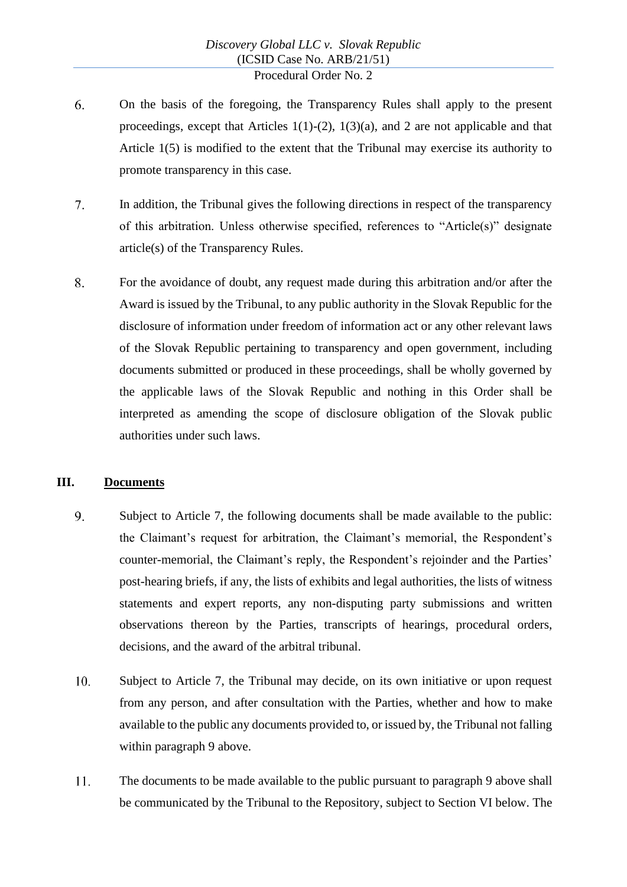6. On the basis of the foregoing, the Transparency Rules shall apply to the present proceedings, except that Articles 1(1)-(2), 1(3)(a), and 2 are not applicable and that Article 1(5) is modified to the extent that the Tribunal may exercise its authority to promote transparency in this case.

7. In addition, the Tribunal gives the following directions in respect of the transparency of this arbitration. Unless otherwise specified, references to "Article(s)" designate article(s) of the Transparency Rules.

8. For the avoidance of doubt, any request made during this arbitration and/or after the Award is issued by the Tribunal, to any public authority in the Slovak Republic for the disclosure of information under freedom of information act or any other relevant laws of the Slovak Republic pertaining to transparency and open government, including documents submitted or produced in these proceedings, shall be wholly governed by the applicable laws of the Slovak Republic and nothing in this Order shall be interpreted as amending the scope of disclosure obligation of the Slovak public authorities under such laws.

## III. Documents

9. Subject to Article 7, the following documents shall be made available to the public: the Claimant's request for arbitration, the Claimant's memorial, the Respondent's counter-memorial, the Claimant's reply, the Respondent's rejoinder and the Parties' post-hearing briefs, if any, the lists of exhibits and legal authorities, the lists of witness statements and expert reports, any non-disputing party submissions and written observations thereon by the Parties, transcripts of hearings, procedural orders, decisions, and the award of the arbitral tribunal.

10. Subject to Article 7, the Tribunal may decide, on its own initiative or upon request from any person, and after consultation with the Parties, whether and how to make available to the public any documents provided to, or issued by, the Tribunal not falling within paragraph 9 above.

11. The documents to be made available to the public pursuant to paragraph 9 above shall be communicated by the Tribunal to the Repository, subject to Section VI below. The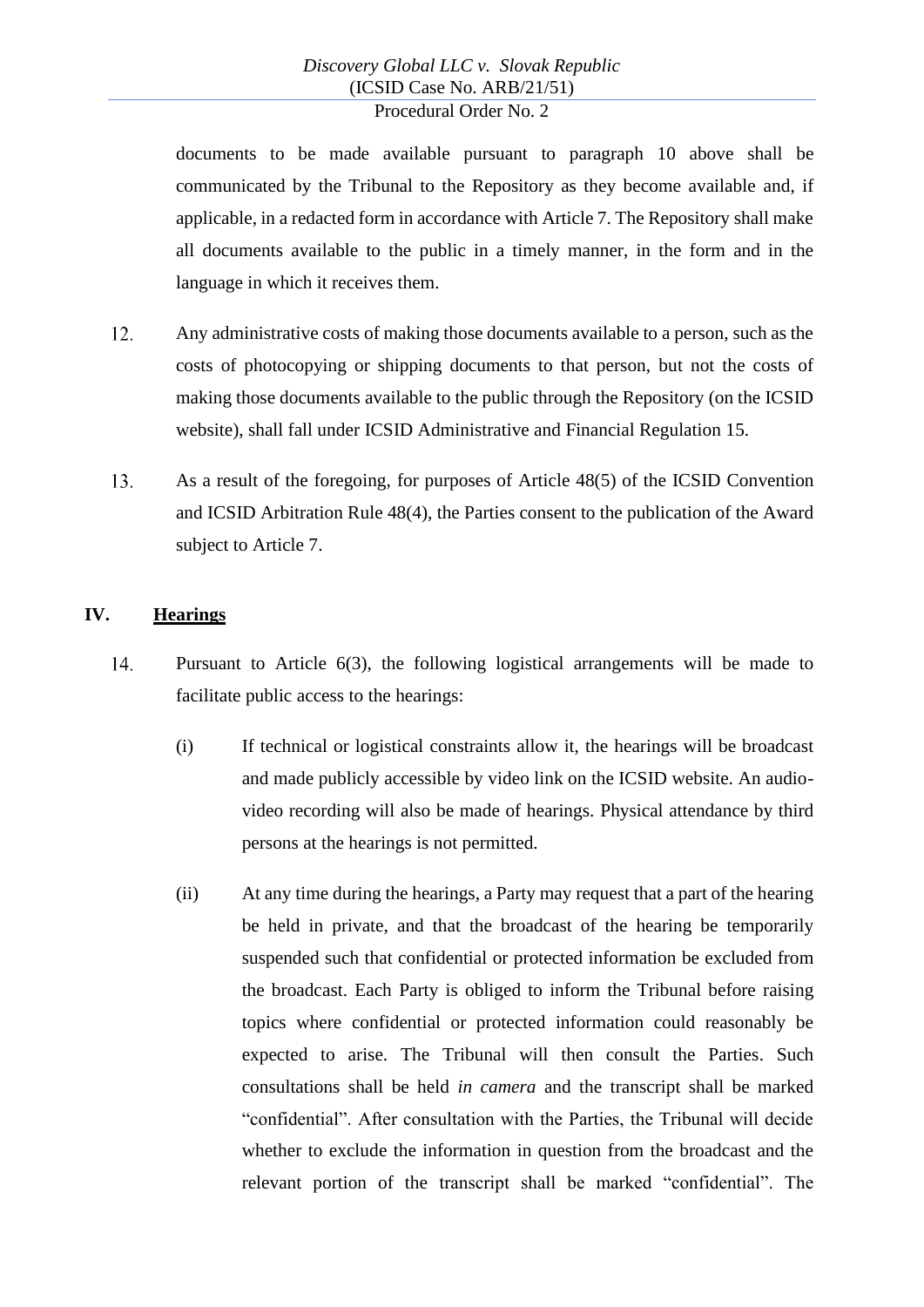documents to be made available pursuant to paragraph 10 above shall be communicated by the Tribunal to the Repository as they become available and, if applicable, in a redacted form in accordance with Article 7. The Repository shall make all documents available to the public in a timely manner, in the form and in the language in which it receives them.

12. Any administrative costs of making those documents available to a person, such as the costs of photocopying or shipping documents to that person, but not the costs of making those documents available to the public through the Repository (on the ICSID website), shall fall under ICSID Administrative and Financial Regulation 15.

13. As a result of the foregoing, for purposes of Article 48(5) of the ICSID Convention and ICSID Arbitration Rule 48(4), the Parties consent to the publication of the Award subject to Article 7.

## IV. Hearings

14. Pursuant to Article 6(3), the following logistical arrangements will be made to facilitate public access to the hearings:

(i) If technical or logistical constraints allow it, the hearings will be broadcast and made publicly accessible by video link on the ICSID website. An audio-video recording will also be made of hearings. Physical attendance by third persons at the hearings is not permitted.

(ii) At any time during the hearings, a Party may request that a part of the hearing be held in private, and that the broadcast of the hearing be temporarily suspended such that confidential or protected information be excluded from the broadcast. Each Party is obliged to inform the Tribunal before raising topics where confidential or protected information could reasonably be expected to arise. The Tribunal will then consult the Parties. Such consultations shall be held *in camera* and the transcript shall be marked "confidential". After consultation with the Parties, the Tribunal will decide whether to exclude the information in question from the broadcast and the relevant portion of the transcript shall be marked "confidential". The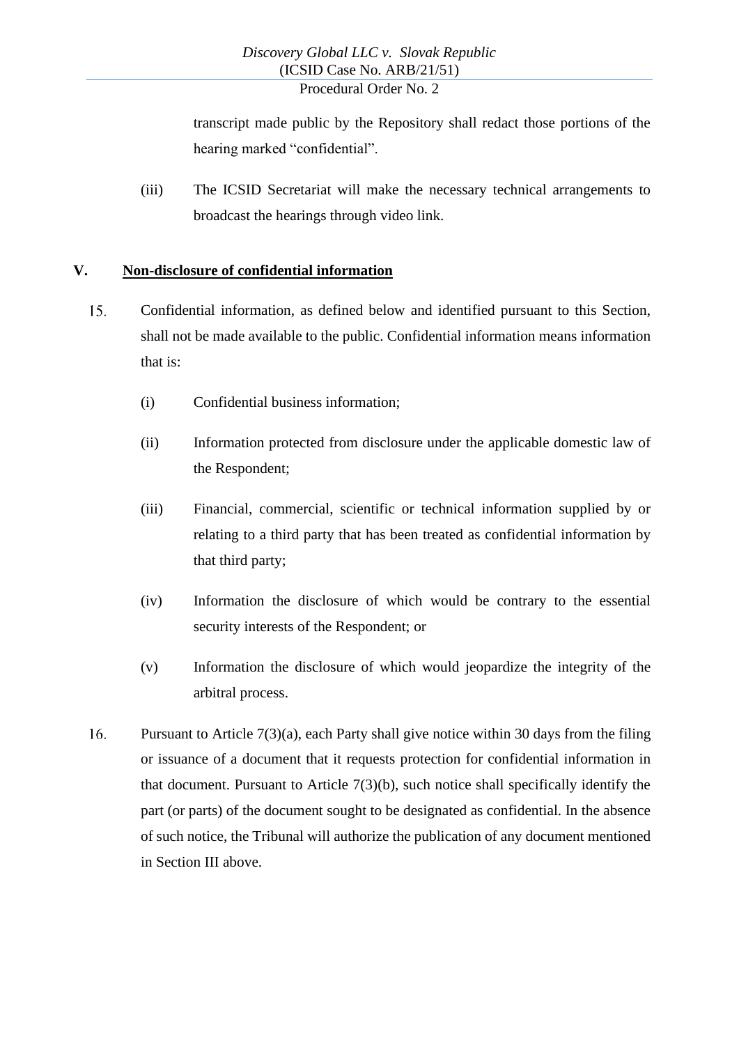transcript made public by the Repository shall redact those portions of the hearing marked "confidential".

(iii) The ICSID Secretariat will make the necessary technical arrangements to broadcast the hearings through video link.

## V. Non-disclosure of confidential information

15. Confidential information, as defined below and identified pursuant to this Section, shall not be made available to the public. Confidential information means information that is:

(i) Confidential business information;

(ii) Information protected from disclosure under the applicable domestic law of the Respondent;

(iii) Financial, commercial, scientific or technical information supplied by or relating to a third party that has been treated as confidential information by that third party;

(iv) Information the disclosure of which would be contrary to the essential security interests of the Respondent; or

(v) Information the disclosure of which would jeopardize the integrity of the arbitral process.

16. Pursuant to Article 7(3)(a), each Party shall give notice within 30 days from the filing or issuance of a document that it requests protection for confidential information in that document. Pursuant to Article 7(3)(b), such notice shall specifically identify the part (or parts) of the document sought to be designated as confidential. In the absence of such notice, the Tribunal will authorize the publication of any document mentioned in Section III above.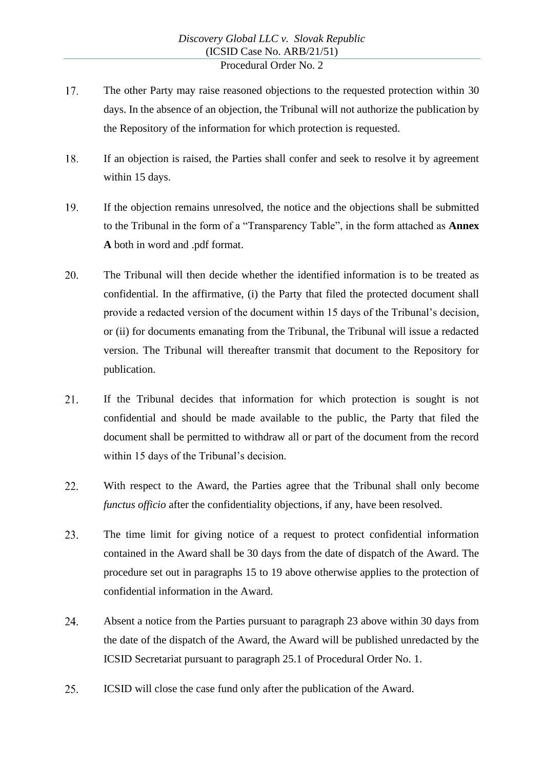17. The other Party may raise reasoned objections to the requested protection within 30 days. In the absence of an objection, the Tribunal will not authorize the publication by the Repository of the information for which protection is requested.

18. If an objection is raised, the Parties shall confer and seek to resolve it by agreement within 15 days.

19. If the objection remains unresolved, the notice and the objections shall be submitted to the Tribunal in the form of a "Transparency Table", in the form attached as **Annex A** both in word and .pdf format.

20. The Tribunal will then decide whether the identified information is to be treated as confidential. In the affirmative, (i) the Party that filed the protected document shall provide a redacted version of the document within 15 days of the Tribunal's decision, or (ii) for documents emanating from the Tribunal, the Tribunal will issue a redacted version. The Tribunal will thereafter transmit that document to the Repository for publication.

21. If the Tribunal decides that information for which protection is sought is not confidential and should be made available to the public, the Party that filed the document shall be permitted to withdraw all or part of the document from the record within 15 days of the Tribunal's decision.

22. With respect to the Award, the Parties agree that the Tribunal shall only become *functus officio* after the confidentiality objections, if any, have been resolved.

23. The time limit for giving notice of a request to protect confidential information contained in the Award shall be 30 days from the date of dispatch of the Award. The procedure set out in paragraphs 15 to 19 above otherwise applies to the protection of confidential information in the Award.

24. Absent a notice from the Parties pursuant to paragraph 23 above within 30 days from the date of the dispatch of the Award, the Award will be published unredacted by the ICSID Secretariat pursuant to paragraph 25.1 of Procedural Order No. 1.

25. ICSID will close the case fund only after the publication of the Award.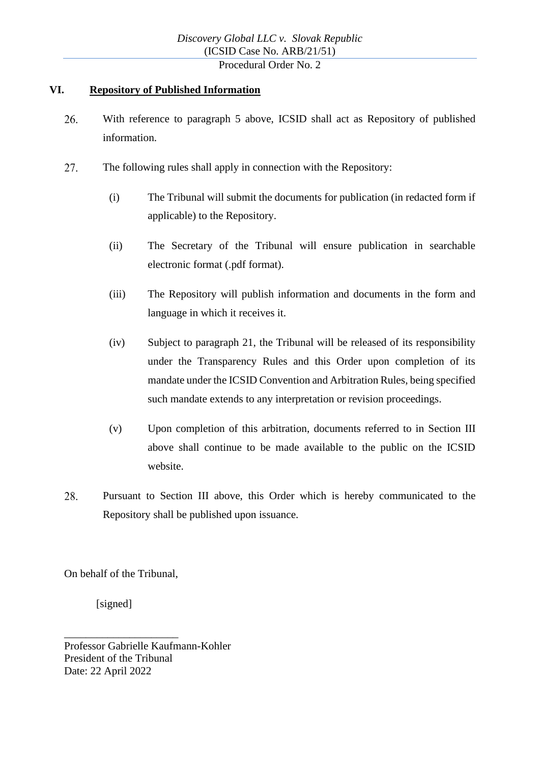## VI. Repository of Published Information

26. With reference to paragraph 5 above, ICSID shall act as Repository of published information.

27. The following rules shall apply in connection with the Repository:

    (i) The Tribunal will submit the documents for publication (in redacted form if applicable) to the Repository.

    (ii) The Secretary of the Tribunal will ensure publication in searchable electronic format (.pdf format).

    (iii) The Repository will publish information and documents in the form and language in which it receives it.

    (iv) Subject to paragraph 21, the Tribunal will be released of its responsibility under the Transparency Rules and this Order upon completion of its mandate under the ICSID Convention and Arbitration Rules, being specified such mandate extends to any interpretation or revision proceedings.

    (v) Upon completion of this arbitration, documents referred to in Section III above shall continue to be made available to the public on the ICSID website.

28. Pursuant to Section III above, this Order which is hereby communicated to the Repository shall be published upon issuance.

On behalf of the Tribunal,

[signed]

_____________________

Professor Gabrielle Kaufmann-Kohler
President of the Tribunal
Date: 22 April 2022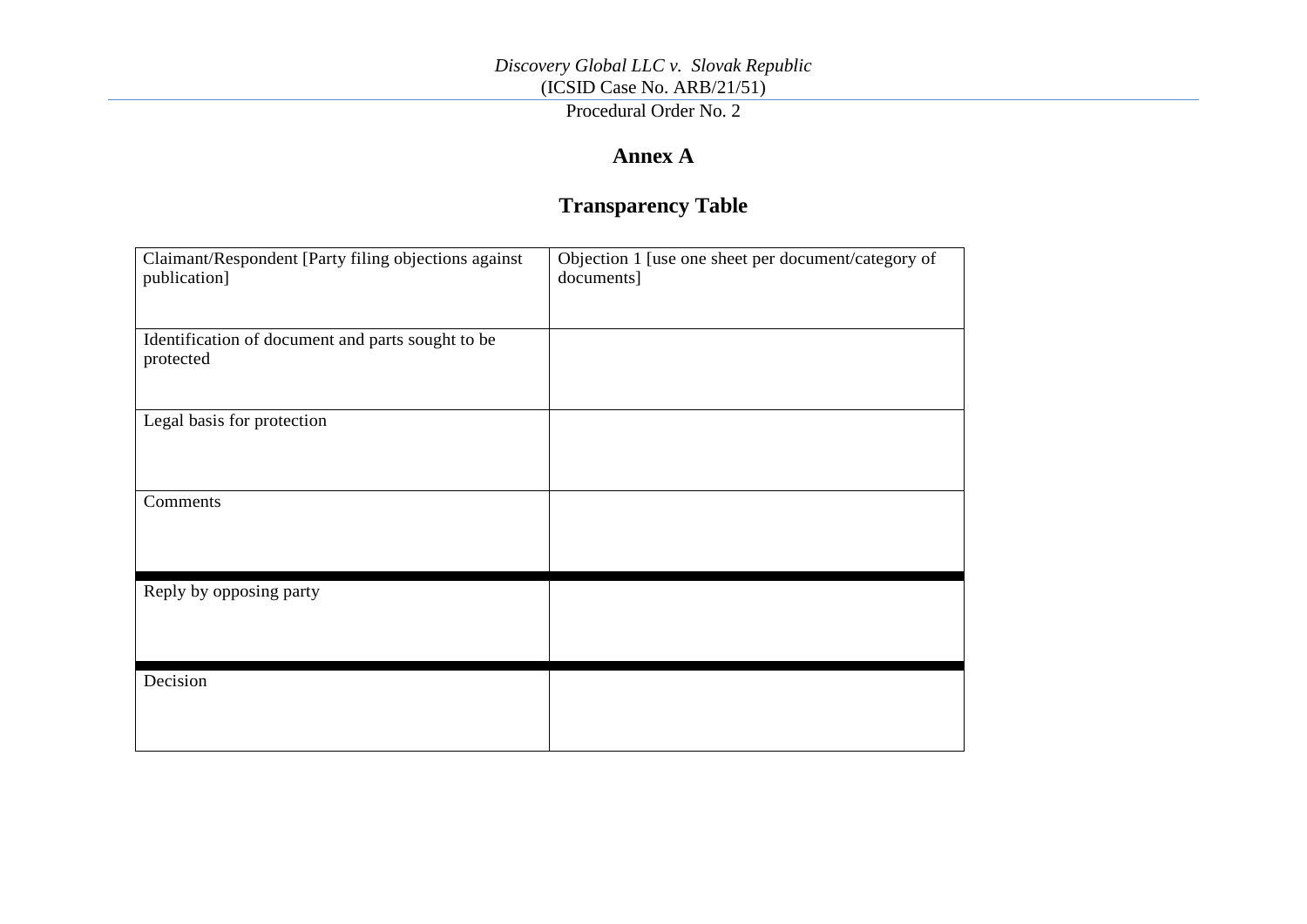## Annex A

## Transparency Table

| | |
|---|---|
| Claimant/Respondent [Party filing objections against publication] | Objection 1 [use one sheet per document/category of documents] |
| Identification of document and parts sought to be protected | |
| Legal basis for protection | |
| Comments | |
| Reply by opposing party | |
| Decision | |